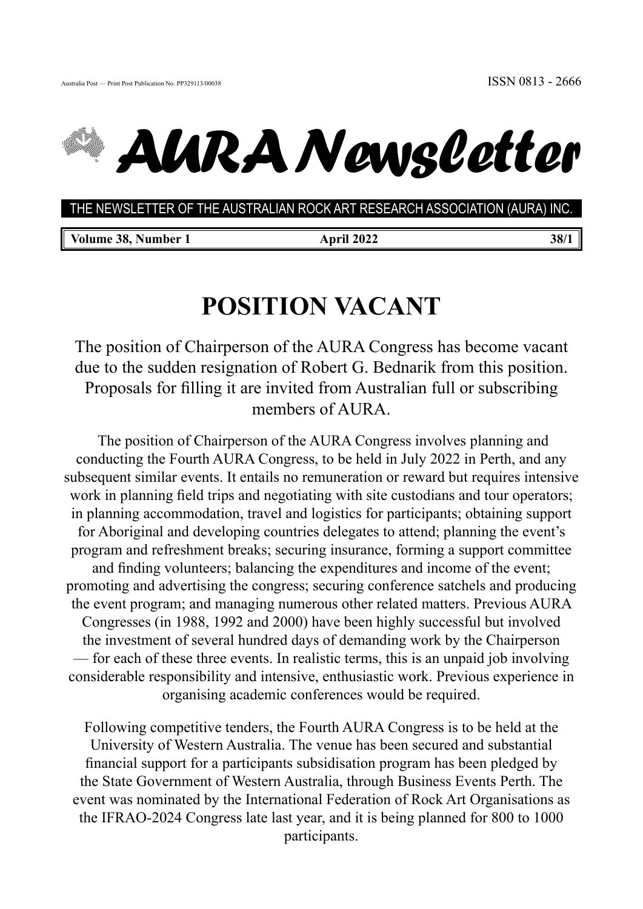Australia Post — Print Post Publication No. PP329113/00038 ISSN 0813 - 2666

# AURA Newsletter

THE NEWSLETTER OF THE AUSTRALIAN ROCK ART RESEARCH ASSOCIATION (AURA) INC.

**Volume 38, Number 1** **April 2022** **38/1**

# POSITION VACANT

The position of Chairperson of the AURA Congress has become vacant due to the sudden resignation of Robert G. Bednarik from this position. Proposals for filling it are invited from Australian full or subscribing members of AURA.

The position of Chairperson of the AURA Congress involves planning and conducting the Fourth AURA Congress, to be held in July 2022 in Perth, and any subsequent similar events. It entails no remuneration or reward but requires intensive work in planning field trips and negotiating with site custodians and tour operators; in planning accommodation, travel and logistics for participants; obtaining support for Aboriginal and developing countries delegates to attend; planning the event's program and refreshment breaks; securing insurance, forming a support committee and finding volunteers; balancing the expenditures and income of the event; promoting and advertising the congress; securing conference satchels and producing the event program; and managing numerous other related matters. Previous AURA Congresses (in 1988, 1992 and 2000) have been highly successful but involved the investment of several hundred days of demanding work by the Chairperson — for each of these three events. In realistic terms, this is an unpaid job involving considerable responsibility and intensive, enthusiastic work. Previous experience in organising academic conferences would be required.

Following competitive tenders, the Fourth AURA Congress is to be held at the University of Western Australia. The venue has been secured and substantial financial support for a participants subsidisation program has been pledged by the State Government of Western Australia, through Business Events Perth. The event was nominated by the International Federation of Rock Art Organisations as the IFRAO-2024 Congress late last year, and it is being planned for 800 to 1000 participants.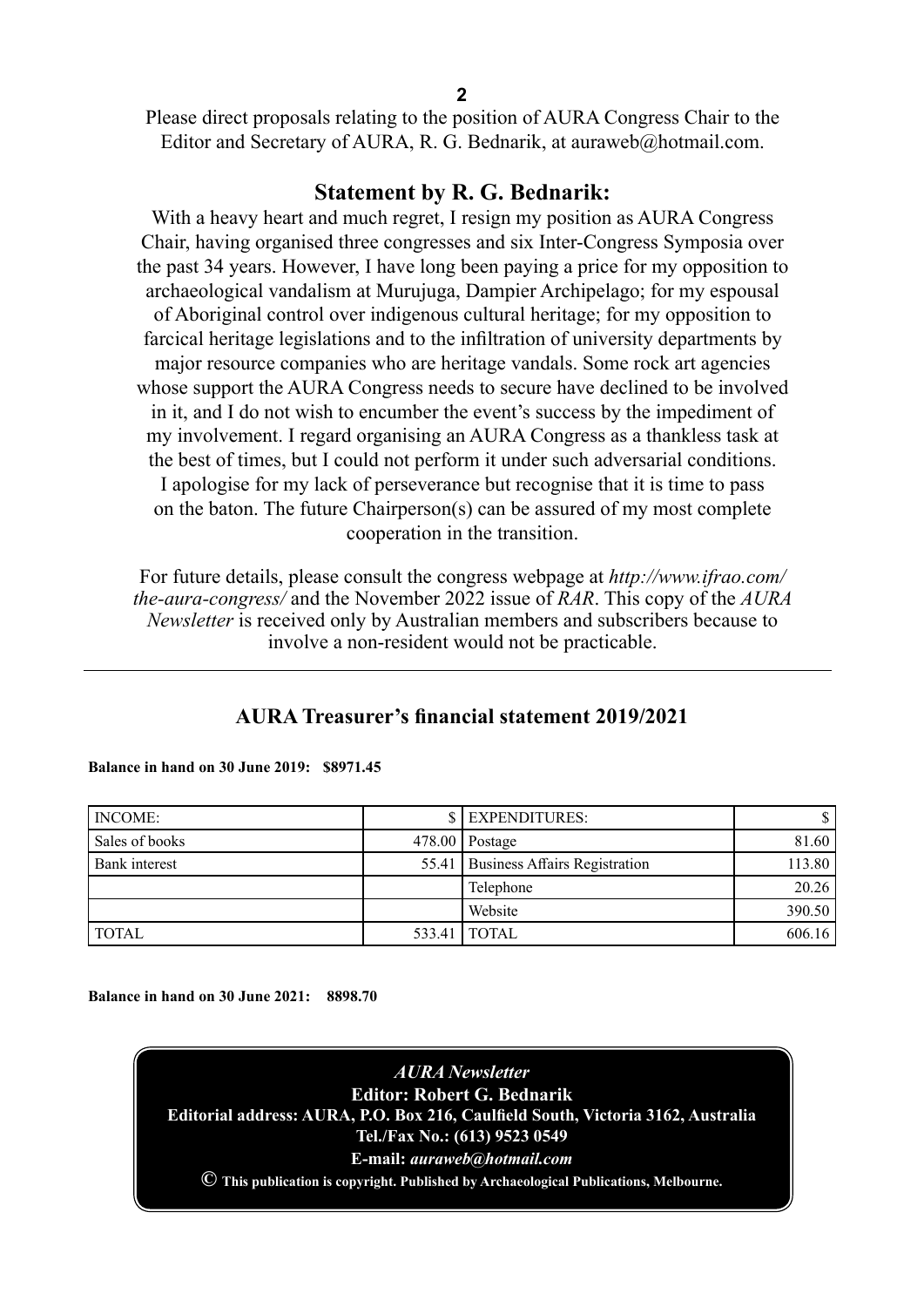Please direct proposals relating to the position of AURA Congress Chair to the Editor and Secretary of AURA, R. G. Bednarik, at auraweb@hotmail.com.

## Statement by R. G. Bednarik:

With a heavy heart and much regret, I resign my position as AURA Congress Chair, having organised three congresses and six Inter-Congress Symposia over the past 34 years. However, I have long been paying a price for my opposition to archaeological vandalism at Murujuga, Dampier Archipelago; for my espousal of Aboriginal control over indigenous cultural heritage; for my opposition to farcical heritage legislations and to the infiltration of university departments by major resource companies who are heritage vandals. Some rock art agencies whose support the AURA Congress needs to secure have declined to be involved in it, and I do not wish to encumber the event's success by the impediment of my involvement. I regard organising an AURA Congress as a thankless task at the best of times, but I could not perform it under such adversarial conditions. I apologise for my lack of perseverance but recognise that it is time to pass on the baton. The future Chairperson(s) can be assured of my most complete cooperation in the transition.

For future details, please consult the congress webpage at *http://www.ifrao.com/the-aura-congress/* and the November 2022 issue of *RAR*. This copy of the *AURA Newsletter* is received only by Australian members and subscribers because to involve a non-resident would not be practicable.

---

## AURA Treasurer's financial statement 2019/2021

**Balance in hand on 30 June 2019: $8971.45**

| INCOME: | $ | EXPENDITURES: | $ |
|---|---|---|---|
| Sales of books | 478.00 | Postage | 81.60 |
| Bank interest | 55.41 | Business Affairs Registration | 113.80 |
| | | Telephone | 20.26 |
| | | Website | 390.50 |
| TOTAL | 533.41 | TOTAL | 606.16 |

**Balance in hand on 30 June 2021: 8898.70**

*AURA Newsletter*
**Editor: Robert G. Bednarik**
**Editorial address: AURA, P.O. Box 216, Caulfield South, Victoria 3162, Australia**
**Tel./Fax No.: (613) 9523 0549**
**E-mail:** ***auraweb@hotmail.com***
**© This publication is copyright. Published by Archaeological Publications, Melbourne.**